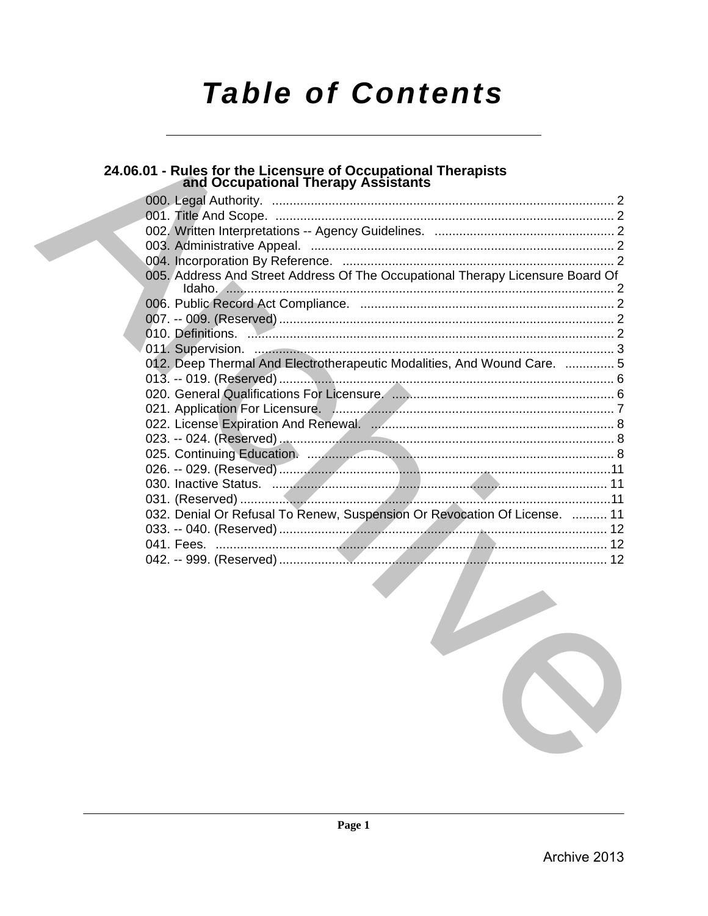# Table of Contents

## 24.06.01 - Rules for the Licensure of Occupational Therapists and Occupational Therapy Assistants

000. Legal Authority. .......... 2
001. Title And Scope. .......... 2
002. Written Interpretations -- Agency Guidelines. .......... 2
003. Administrative Appeal. .......... 2
004. Incorporation By Reference. .......... 2
005. Address And Street Address Of The Occupational Therapy Licensure Board Of Idaho. .......... 2
006. Public Record Act Compliance. .......... 2
007. -- 009. (Reserved) .......... 2
010. Definitions. .......... 2
011. Supervision. .......... 3
012. Deep Thermal And Electrotherapeutic Modalities, And Wound Care. .......... 5
013. -- 019. (Reserved) .......... 6
020. General Qualifications For Licensure. .......... 6
021. Application For Licensure. .......... 7
022. License Expiration And Renewal. .......... 8
023. -- 024. (Reserved) .......... 8
025. Continuing Education. .......... 8
026. -- 029. (Reserved) .......... 11
030. Inactive Status. .......... 11
031. (Reserved) .......... 11
032. Denial Or Refusal To Renew, Suspension Or Revocation Of License. .......... 11
033. -- 040. (Reserved) .......... 12
041. Fees. .......... 12
042. -- 999. (Reserved) .......... 12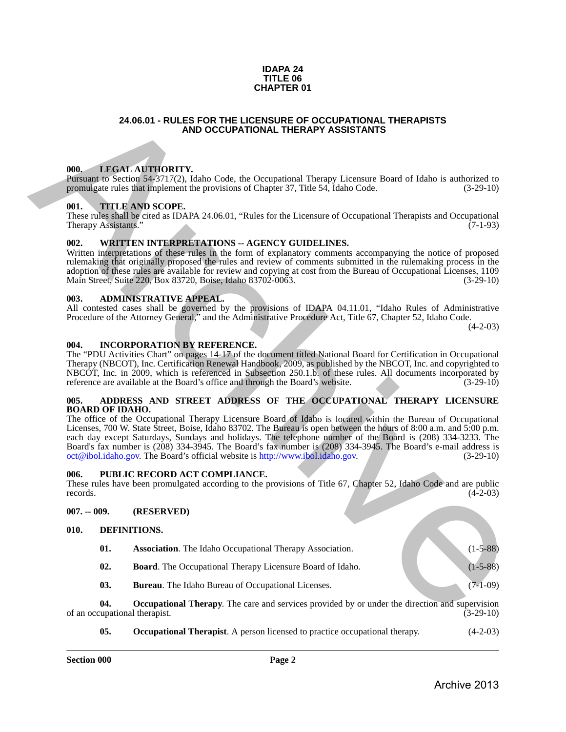**IDAPA 24**
**TITLE 06**
**CHAPTER 01**

## 24.06.01 - RULES FOR THE LICENSURE OF OCCUPATIONAL THERAPISTS AND OCCUPATIONAL THERAPY ASSISTANTS

### 000. LEGAL AUTHORITY.

Pursuant to Section 54-3717(2), Idaho Code, the Occupational Therapy Licensure Board of Idaho is authorized to promulgate rules that implement the provisions of Chapter 37, Title 54, Idaho Code. (3-29-10)

### 001. TITLE AND SCOPE.

These rules shall be cited as IDAPA 24.06.01, "Rules for the Licensure of Occupational Therapists and Occupational Therapy Assistants." (7-1-93)

### 002. WRITTEN INTERPRETATIONS -- AGENCY GUIDELINES.

Written interpretations of these rules in the form of explanatory comments accompanying the notice of proposed rulemaking that originally proposed the rules and review of comments submitted in the rulemaking process in the adoption of these rules are available for review and copying at cost from the Bureau of Occupational Licenses, 1109 Main Street, Suite 220, Box 83720, Boise, Idaho 83702-0063. (3-29-10)

### 003. ADMINISTRATIVE APPEAL.

All contested cases shall be governed by the provisions of IDAPA 04.11.01, "Idaho Rules of Administrative Procedure of the Attorney General," and the Administrative Procedure Act, Title 67, Chapter 52, Idaho Code. (4-2-03)

### 004. INCORPORATION BY REFERENCE.

The "PDU Activities Chart" on pages 14-17 of the document titled National Board for Certification in Occupational Therapy (NBCOT), Inc. Certification Renewal Handbook, 2009, as published by the NBCOT, Inc. and copyrighted to NBCOT, Inc. in 2009, which is referenced in Subsection 250.1.b. of these rules. All documents incorporated by reference are available at the Board's office and through the Board's website. (3-29-10)

### 005. ADDRESS AND STREET ADDRESS OF THE OCCUPATIONAL THERAPY LICENSURE BOARD OF IDAHO.

The office of the Occupational Therapy Licensure Board of Idaho is located within the Bureau of Occupational Licenses, 700 W. State Street, Boise, Idaho 83702. The Bureau is open between the hours of 8:00 a.m. and 5:00 p.m. each day except Saturdays, Sundays and holidays. The telephone number of the Board is (208) 334-3233. The Board's fax number is (208) 334-3945. The Board's fax number is (208) 334-3945. The Board's e-mail address is oct@ibol.idaho.gov. The Board's official website is http://www.ibol.idaho.gov. (3-29-10)

### 006. PUBLIC RECORD ACT COMPLIANCE.

These rules have been promulgated according to the provisions of Title 67, Chapter 52, Idaho Code and are public records. (4-2-03)

### 007. -- 009. (RESERVED)

### 010. DEFINITIONS.

**01. Association**. The Idaho Occupational Therapy Association. (1-5-88)

**02. Board**. The Occupational Therapy Licensure Board of Idaho. (1-5-88)

**03. Bureau**. The Idaho Bureau of Occupational Licenses. (7-1-09)

**04. Occupational Therapy**. The care and services provided by or under the direction and supervision of an occupational therapist. (3-29-10)

**05. Occupational Therapist**. A person licensed to practice occupational therapy. (4-2-03)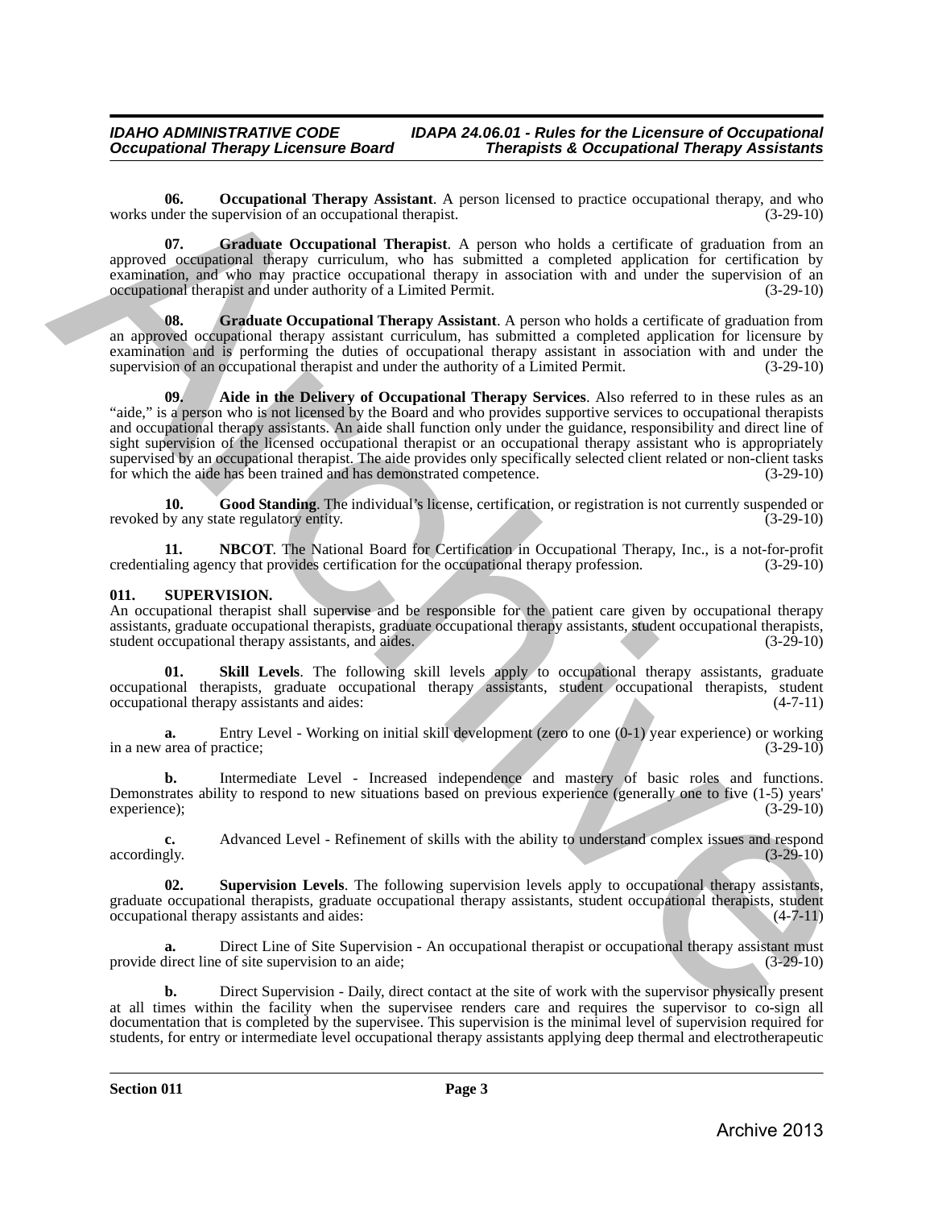**06. Occupational Therapy Assistant**. A person licensed to practice occupational therapy, and who works under the supervision of an occupational therapist. (3-29-10)

**07. Graduate Occupational Therapist**. A person who holds a certificate of graduation from an approved occupational therapy curriculum, who has submitted a completed application for certification by examination, and who may practice occupational therapy in association with and under the supervision of an occupational therapist and under authority of a Limited Permit. (3-29-10)

**08. Graduate Occupational Therapy Assistant**. A person who holds a certificate of graduation from an approved occupational therapy assistant curriculum, has submitted a completed application for licensure by examination and is performing the duties of occupational therapy assistant in association with and under the supervision of an occupational therapist and under the authority of a Limited Permit. (3-29-10)

**09. Aide in the Delivery of Occupational Therapy Services**. Also referred to in these rules as an "aide," is a person who is not licensed by the Board and who provides supportive services to occupational therapists and occupational therapy assistants. An aide shall function only under the guidance, responsibility and direct line of sight supervision of the licensed occupational therapist or an occupational therapy assistant who is appropriately supervised by an occupational therapist. The aide provides only specifically selected client related or non-client tasks for which the aide has been trained and has demonstrated competence. (3-29-10)

**10. Good Standing**. The individual's license, certification, or registration is not currently suspended or revoked by any state regulatory entity. (3-29-10)

**11. NBCOT**. The National Board for Certification in Occupational Therapy, Inc., is a not-for-profit credentialing agency that provides certification for the occupational therapy profession. (3-29-10)

**011. SUPERVISION.**

An occupational therapist shall supervise and be responsible for the patient care given by occupational therapy assistants, graduate occupational therapists, graduate occupational therapy assistants, student occupational therapists, student occupational therapy assistants, and aides. (3-29-10)

**01. Skill Levels**. The following skill levels apply to occupational therapy assistants, graduate occupational therapists, graduate occupational therapy assistants, student occupational therapists, student occupational therapy assistants and aides: (4-7-11)

**a.** Entry Level - Working on initial skill development (zero to one (0-1) year experience) or working in a new area of practice; (3-29-10)

**b.** Intermediate Level - Increased independence and mastery of basic roles and functions. Demonstrates ability to respond to new situations based on previous experience (generally one to five (1-5) years' experience); (3-29-10)

**c.** Advanced Level - Refinement of skills with the ability to understand complex issues and respond accordingly. (3-29-10)

**02. Supervision Levels**. The following supervision levels apply to occupational therapy assistants, graduate occupational therapists, graduate occupational therapy assistants, student occupational therapists, student occupational therapy assistants and aides: (4-7-11)

**a.** Direct Line of Site Supervision - An occupational therapist or occupational therapy assistant must provide direct line of site supervision to an aide; (3-29-10)

**b.** Direct Supervision - Daily, direct contact at the site of work with the supervisor physically present at all times within the facility when the supervisee renders care and requires the supervisor to co-sign all documentation that is completed by the supervisee. This supervision is the minimal level of supervision required for students, for entry or intermediate level occupational therapy assistants applying deep thermal and electrotherapeutic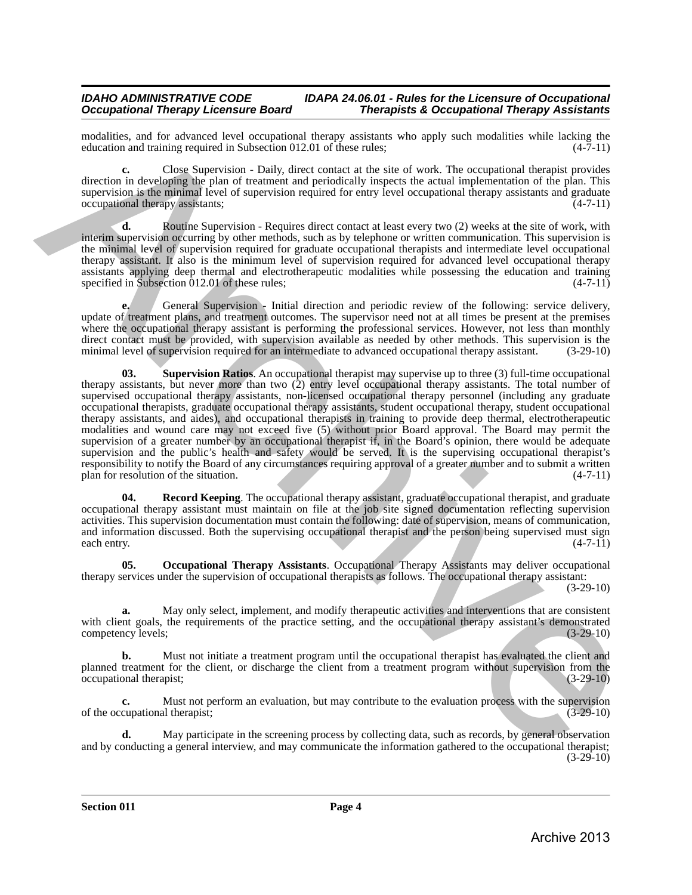modalities, and for advanced level occupational therapy assistants who apply such modalities while lacking the education and training required in Subsection 012.01 of these rules; (4-7-11)

**c.** Close Supervision - Daily, direct contact at the site of work. The occupational therapist provides direction in developing the plan of treatment and periodically inspects the actual implementation of the plan. This supervision is the minimal level of supervision required for entry level occupational therapy assistants and graduate occupational therapy assistants; (4-7-11)

**d.** Routine Supervision - Requires direct contact at least every two (2) weeks at the site of work, with interim supervision occurring by other methods, such as by telephone or written communication. This supervision is the minimal level of supervision required for graduate occupational therapists and intermediate level occupational therapy assistant. It also is the minimum level of supervision required for advanced level occupational therapy assistants applying deep thermal and electrotherapeutic modalities while possessing the education and training specified in Subsection 012.01 of these rules; (4-7-11)

**e.** General Supervision - Initial direction and periodic review of the following: service delivery, update of treatment plans, and treatment outcomes. The supervisor need not at all times be present at the premises where the occupational therapy assistant is performing the professional services. However, not less than monthly direct contact must be provided, with supervision available as needed by other methods. This supervision is the minimal level of supervision required for an intermediate to advanced occupational therapy assistant. (3-29-10)

**03. Supervision Ratios**. An occupational therapist may supervise up to three (3) full-time occupational therapy assistants, but never more than two (2) entry level occupational therapy assistants. The total number of supervised occupational therapy assistants, non-licensed occupational therapy personnel (including any graduate occupational therapists, graduate occupational therapy assistants, student occupational therapy, student occupational therapy assistants, and aides), and occupational therapists in training to provide deep thermal, electrotherapeutic modalities and wound care may not exceed five (5) without prior Board approval. The Board may permit the supervision of a greater number by an occupational therapist if, in the Board's opinion, there would be adequate supervision and the public's health and safety would be served. It is the supervising occupational therapist's responsibility to notify the Board of any circumstances requiring approval of a greater number and to submit a written plan for resolution of the situation. (4-7-11)

**04. Record Keeping**. The occupational therapy assistant, graduate occupational therapist, and graduate occupational therapy assistant must maintain on file at the job site signed documentation reflecting supervision activities. This supervision documentation must contain the following: date of supervision, means of communication, and information discussed. Both the supervising occupational therapist and the person being supervised must sign each entry. (4-7-11)

**05. Occupational Therapy Assistants**. Occupational Therapy Assistants may deliver occupational therapy services under the supervision of occupational therapists as follows. The occupational therapy assistant: (3-29-10)

**a.** May only select, implement, and modify therapeutic activities and interventions that are consistent with client goals, the requirements of the practice setting, and the occupational therapy assistant's demonstrated competency levels; (3-29-10)

**b.** Must not initiate a treatment program until the occupational therapist has evaluated the client and planned treatment for the client, or discharge the client from a treatment program without supervision from the occupational therapist; (3-29-10)

**c.** Must not perform an evaluation, but may contribute to the evaluation process with the supervision of the occupational therapist; (3-29-10)

**d.** May participate in the screening process by collecting data, such as records, by general observation and by conducting a general interview, and may communicate the information gathered to the occupational therapist; (3-29-10)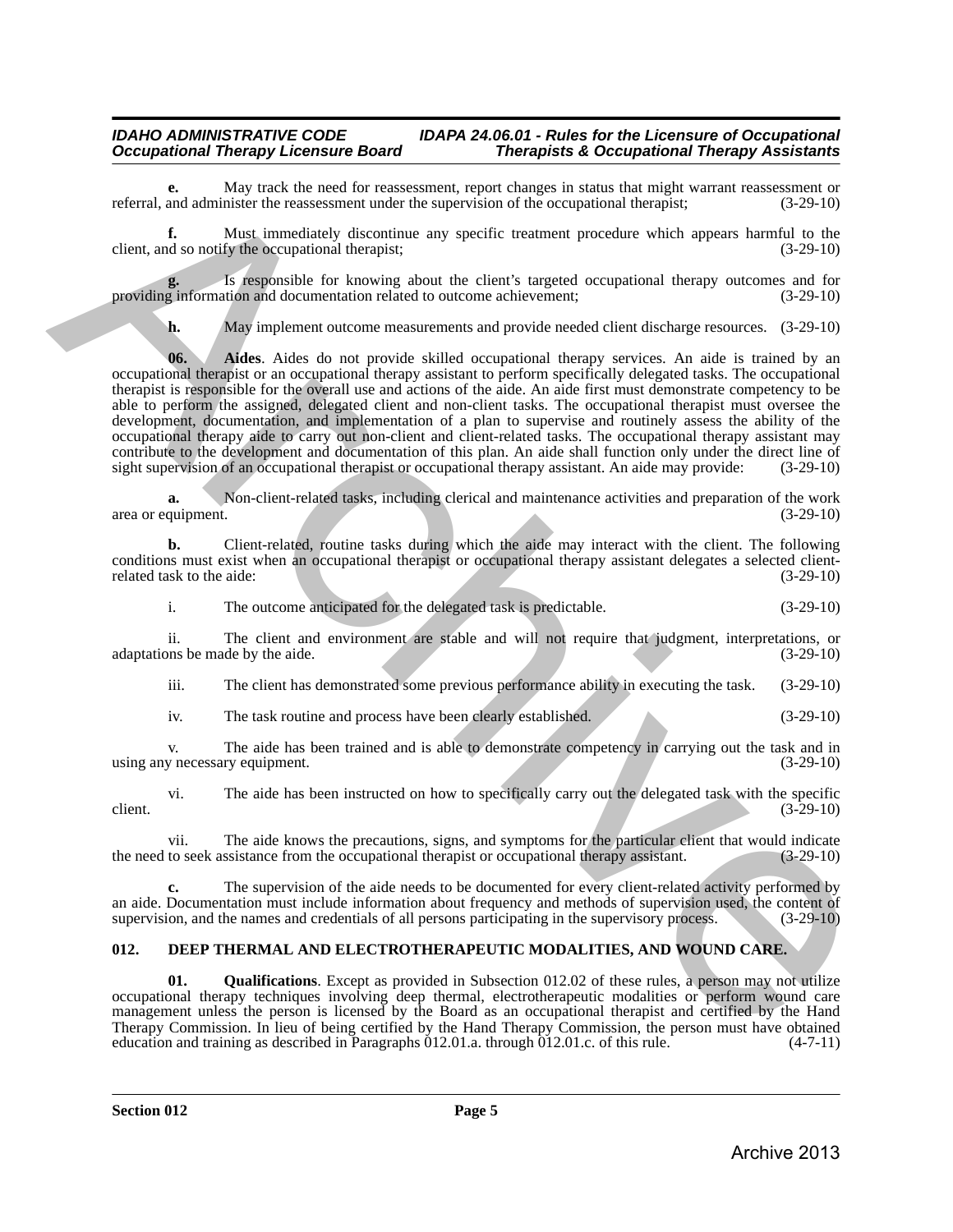**e.** May track the need for reassessment, report changes in status that might warrant reassessment or referral, and administer the reassessment under the supervision of the occupational therapist; (3-29-10)

**f.** Must immediately discontinue any specific treatment procedure which appears harmful to the client, and so notify the occupational therapist; (3-29-10)

**g.** Is responsible for knowing about the client's targeted occupational therapy outcomes and for providing information and documentation related to outcome achievement; (3-29-10)

**h.** May implement outcome measurements and provide needed client discharge resources. (3-29-10)

**06. Aides**. Aides do not provide skilled occupational therapy services. An aide is trained by an occupational therapist or an occupational therapy assistant to perform specifically delegated tasks. The occupational therapist is responsible for the overall use and actions of the aide. An aide first must demonstrate competency to be able to perform the assigned, delegated client and non-client tasks. The occupational therapist must oversee the development, documentation, and implementation of a plan to supervise and routinely assess the ability of the occupational therapy aide to carry out non-client and client-related tasks. The occupational therapy assistant may contribute to the development and documentation of this plan. An aide shall function only under the direct line of sight supervision of an occupational therapist or occupational therapy assistant. An aide may provide: (3-29-10)

**a.** Non-client-related tasks, including clerical and maintenance activities and preparation of the work area or equipment. (3-29-10)

**b.** Client-related, routine tasks during which the aide may interact with the client. The following conditions must exist when an occupational therapist or occupational therapy assistant delegates a selected client-related task to the aide: (3-29-10)

i. The outcome anticipated for the delegated task is predictable. (3-29-10)

ii. The client and environment are stable and will not require that judgment, interpretations, or adaptations be made by the aide. (3-29-10)

iii. The client has demonstrated some previous performance ability in executing the task. (3-29-10)

iv. The task routine and process have been clearly established. (3-29-10)

v. The aide has been trained and is able to demonstrate competency in carrying out the task and in using any necessary equipment. (3-29-10)

vi. The aide has been instructed on how to specifically carry out the delegated task with the specific client. (3-29-10)

vii. The aide knows the precautions, signs, and symptoms for the particular client that would indicate the need to seek assistance from the occupational therapist or occupational therapy assistant. (3-29-10)

**c.** The supervision of the aide needs to be documented for every client-related activity performed by an aide. Documentation must include information about frequency and methods of supervision used, the content of supervision, and the names and credentials of all persons participating in the supervisory process. (3-29-10)

## 012. DEEP THERMAL AND ELECTROTHERAPEUTIC MODALITIES, AND WOUND CARE.

**01. Qualifications**. Except as provided in Subsection 012.02 of these rules, a person may not utilize occupational therapy techniques involving deep thermal, electrotherapeutic modalities or perform wound care management unless the person is licensed by the Board as an occupational therapist and certified by the Hand Therapy Commission. In lieu of being certified by the Hand Therapy Commission, the person must have obtained education and training as described in Paragraphs 012.01.a. through 012.01.c. of this rule. (4-7-11)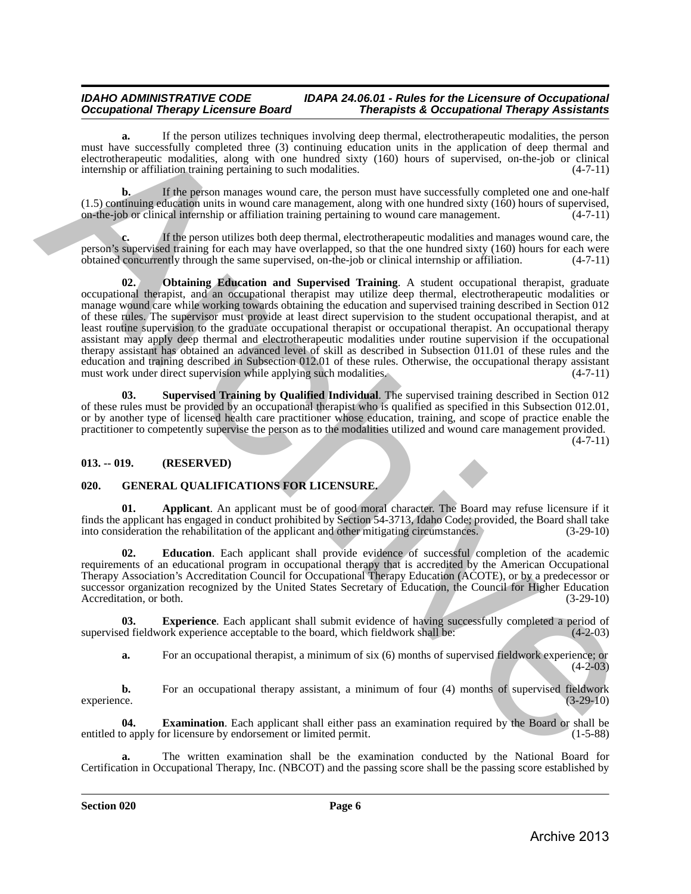**a.** If the person utilizes techniques involving deep thermal, electrotherapeutic modalities, the person must have successfully completed three (3) continuing education units in the application of deep thermal and electrotherapeutic modalities, along with one hundred sixty (160) hours of supervised, on-the-job or clinical internship or affiliation training pertaining to such modalities. (4-7-11)

**b.** If the person manages wound care, the person must have successfully completed one and one-half (1.5) continuing education units in wound care management, along with one hundred sixty (160) hours of supervised, on-the-job or clinical internship or affiliation training pertaining to wound care management. (4-7-11)

**c.** If the person utilizes both deep thermal, electrotherapeutic modalities and manages wound care, the person's supervised training for each may have overlapped, so that the one hundred sixty (160) hours for each were obtained concurrently through the same supervised, on-the-job or clinical internship or affiliation. (4-7-11)

**02. Obtaining Education and Supervised Training**. A student occupational therapist, graduate occupational therapist, and an occupational therapist may utilize deep thermal, electrotherapeutic modalities or manage wound care while working towards obtaining the education and supervised training described in Section 012 of these rules. The supervisor must provide at least direct supervision to the student occupational therapist, and at least routine supervision to the graduate occupational therapist or occupational therapist. An occupational therapy assistant may apply deep thermal and electrotherapeutic modalities under routine supervision if the occupational therapy assistant has obtained an advanced level of skill as described in Subsection 011.01 of these rules and the education and training described in Subsection 012.01 of these rules. Otherwise, the occupational therapy assistant must work under direct supervision while applying such modalities. (4-7-11)

**03. Supervised Training by Qualified Individual**. The supervised training described in Section 012 of these rules must be provided by an occupational therapist who is qualified as specified in this Subsection 012.01, or by another type of licensed health care practitioner whose education, training, and scope of practice enable the practitioner to competently supervise the person as to the modalities utilized and wound care management provided. (4-7-11)

## 013. -- 019. (RESERVED)

## 020. GENERAL QUALIFICATIONS FOR LICENSURE.

**01. Applicant**. An applicant must be of good moral character. The Board may refuse licensure if it finds the applicant has engaged in conduct prohibited by Section 54-3713, Idaho Code; provided, the Board shall take into consideration the rehabilitation of the applicant and other mitigating circumstances. (3-29-10)

**02. Education**. Each applicant shall provide evidence of successful completion of the academic requirements of an educational program in occupational therapy that is accredited by the American Occupational Therapy Association's Accreditation Council for Occupational Therapy Education (ACOTE), or by a predecessor or successor organization recognized by the United States Secretary of Education, the Council for Higher Education Accreditation, or both. (3-29-10)

**03. Experience**. Each applicant shall submit evidence of having successfully completed a period of supervised fieldwork experience acceptable to the board, which fieldwork shall be: (4-2-03)

**a.** For an occupational therapist, a minimum of six (6) months of supervised fieldwork experience; or (4-2-03)

**b.** For an occupational therapy assistant, a minimum of four (4) months of supervised fieldwork experience. (3-29-10)

**04. Examination**. Each applicant shall either pass an examination required by the Board or shall be entitled to apply for licensure by endorsement or limited permit. (1-5-88)

**a.** The written examination shall be the examination conducted by the National Board for Certification in Occupational Therapy, Inc. (NBCOT) and the passing score shall be the passing score established by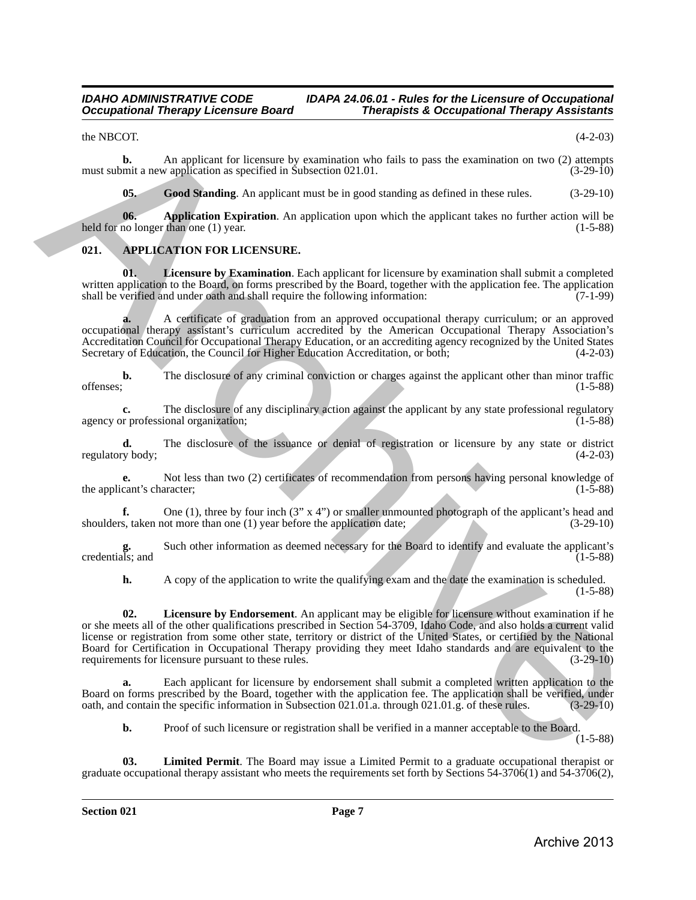the NBCOT. (4-2-03)

**b.** An applicant for licensure by examination who fails to pass the examination on two (2) attempts must submit a new application as specified in Subsection 021.01. (3-29-10)

**05. Good Standing**. An applicant must be in good standing as defined in these rules. (3-29-10)

**06. Application Expiration**. An application upon which the applicant takes no further action will be held for no longer than one (1) year. (1-5-88)

## 021. APPLICATION FOR LICENSURE.

**01. Licensure by Examination**. Each applicant for licensure by examination shall submit a completed written application to the Board, on forms prescribed by the Board, together with the application fee. The application shall be verified and under oath and shall require the following information: (7-1-99)

**a.** A certificate of graduation from an approved occupational therapy curriculum; or an approved occupational therapy assistant's curriculum accredited by the American Occupational Therapy Association's Accreditation Council for Occupational Therapy Education, or an accrediting agency recognized by the United States Secretary of Education, the Council for Higher Education Accreditation, or both; (4-2-03)

**b.** The disclosure of any criminal conviction or charges against the applicant other than minor traffic offenses; (1-5-88)

**c.** The disclosure of any disciplinary action against the applicant by any state professional regulatory agency or professional organization; (1-5-88)

**d.** The disclosure of the issuance or denial of registration or licensure by any state or district regulatory body; (4-2-03)

**e.** Not less than two (2) certificates of recommendation from persons having personal knowledge of the applicant's character; (1-5-88)

**f.** One (1), three by four inch (3" x 4") or smaller unmounted photograph of the applicant's head and shoulders, taken not more than one (1) year before the application date; (3-29-10)

**g.** Such other information as deemed necessary for the Board to identify and evaluate the applicant's credentials; and (1-5-88)

**h.** A copy of the application to write the qualifying exam and the date the examination is scheduled. (1-5-88)

**02. Licensure by Endorsement**. An applicant may be eligible for licensure without examination if he or she meets all of the other qualifications prescribed in Section 54-3709, Idaho Code, and also holds a current valid license or registration from some other state, territory or district of the United States, or certified by the National Board for Certification in Occupational Therapy providing they meet Idaho standards and are equivalent to the requirements for licensure pursuant to these rules. (3-29-10)

**a.** Each applicant for licensure by endorsement shall submit a completed written application to the Board on forms prescribed by the Board, together with the application fee. The application shall be verified, under oath, and contain the specific information in Subsection 021.01.a. through 021.01.g. of these rules. (3-29-10)

**b.** Proof of such licensure or registration shall be verified in a manner acceptable to the Board. (1-5-88)

**03. Limited Permit**. The Board may issue a Limited Permit to a graduate occupational therapist or graduate occupational therapy assistant who meets the requirements set forth by Sections 54-3706(1) and 54-3706(2),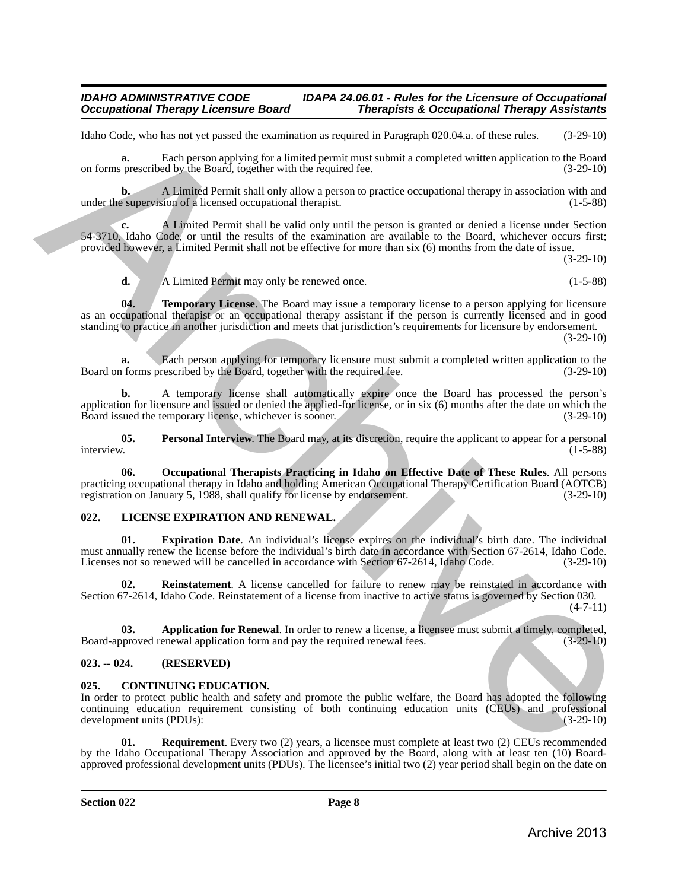Idaho Code, who has not yet passed the examination as required in Paragraph 020.04.a. of these rules. (3-29-10)

**a.** Each person applying for a limited permit must submit a completed written application to the Board on forms prescribed by the Board, together with the required fee. (3-29-10)

**b.** A Limited Permit shall only allow a person to practice occupational therapy in association with and under the supervision of a licensed occupational therapist. (1-5-88)

**c.** A Limited Permit shall be valid only until the person is granted or denied a license under Section 54-3710, Idaho Code, or until the results of the examination are available to the Board, whichever occurs first; provided however, a Limited Permit shall not be effective for more than six (6) months from the date of issue. (3-29-10)

**d.** A Limited Permit may only be renewed once. (1-5-88)

**04. Temporary License**. The Board may issue a temporary license to a person applying for licensure as an occupational therapist or an occupational therapy assistant if the person is currently licensed and in good standing to practice in another jurisdiction and meets that jurisdiction's requirements for licensure by endorsement. (3-29-10)

**a.** Each person applying for temporary licensure must submit a completed written application to the Board on forms prescribed by the Board, together with the required fee. (3-29-10)

**b.** A temporary license shall automatically expire once the Board has processed the person's application for licensure and issued or denied the applied-for license, or in six (6) months after the date on which the Board issued the temporary license, whichever is sooner. (3-29-10)

**05. Personal Interview**. The Board may, at its discretion, require the applicant to appear for a personal interview. (1-5-88)

**06. Occupational Therapists Practicing in Idaho on Effective Date of These Rules**. All persons practicing occupational therapy in Idaho and holding American Occupational Therapy Certification Board (AOTCB) registration on January 5, 1988, shall qualify for license by endorsement. (3-29-10)

## 022. LICENSE EXPIRATION AND RENEWAL.

**01. Expiration Date**. An individual's license expires on the individual's birth date. The individual must annually renew the license before the individual's birth date in accordance with Section 67-2614, Idaho Code. Licenses not so renewed will be cancelled in accordance with Section 67-2614, Idaho Code. (3-29-10)

**02. Reinstatement**. A license cancelled for failure to renew may be reinstated in accordance with Section 67-2614, Idaho Code. Reinstatement of a license from inactive to active status is governed by Section 030. (4-7-11)

**03. Application for Renewal**. In order to renew a license, a licensee must submit a timely, completed, Board-approved renewal application form and pay the required renewal fees. (3-29-10)

## 023. -- 024. (RESERVED)

## 025. CONTINUING EDUCATION.

In order to protect public health and safety and promote the public welfare, the Board has adopted the following continuing education requirement consisting of both continuing education units (CEUs) and professional development units (PDUs): (3-29-10)

**01. Requirement**. Every two (2) years, a licensee must complete at least two (2) CEUs recommended by the Idaho Occupational Therapy Association and approved by the Board, along with at least ten (10) Board-approved professional development units (PDUs). The licensee's initial two (2) year period shall begin on the date on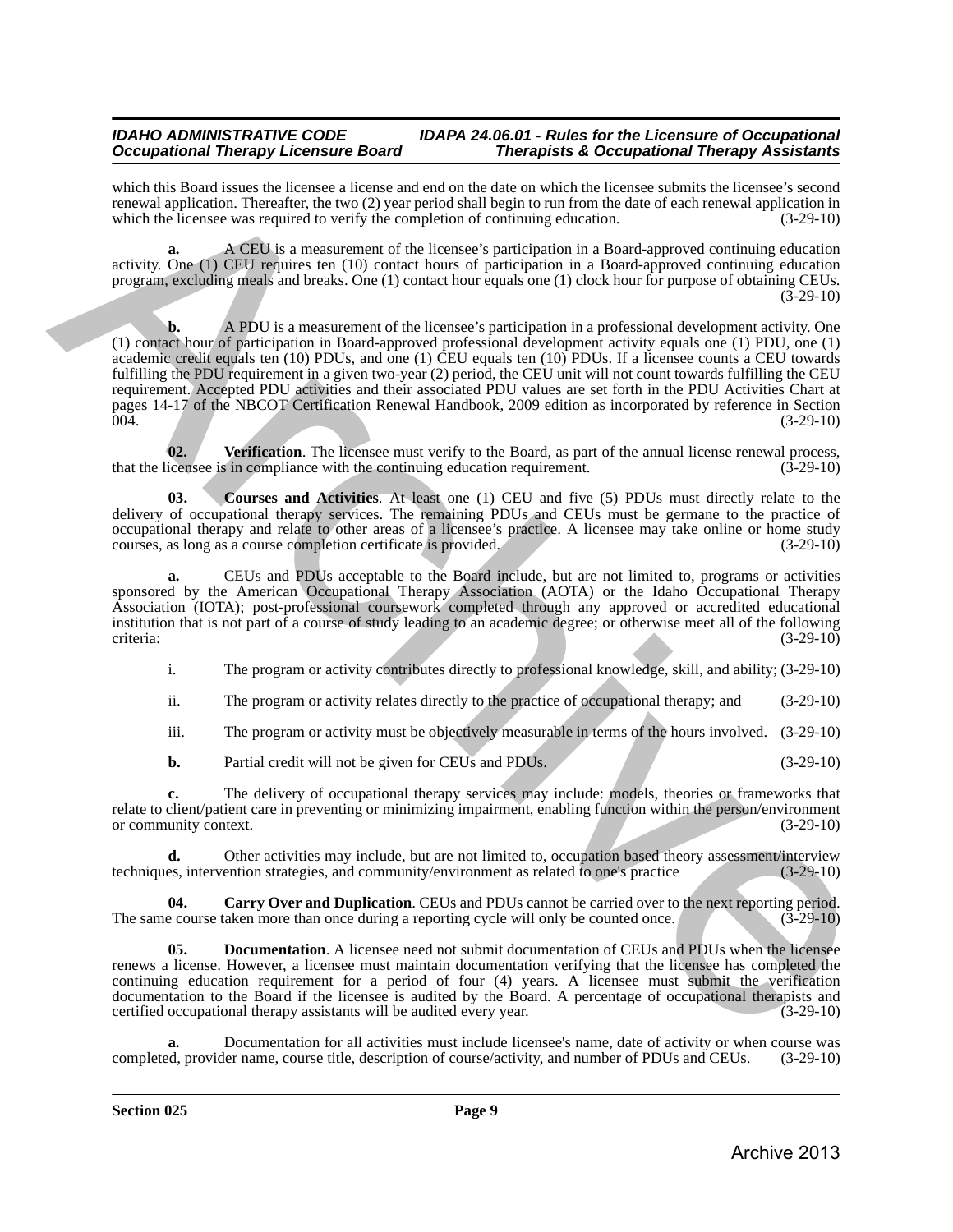which this Board issues the licensee a license and end on the date on which the licensee submits the licensee's second renewal application. Thereafter, the two (2) year period shall begin to run from the date of each renewal application in which the licensee was required to verify the completion of continuing education. (3-29-10)

**a.** A CEU is a measurement of the licensee's participation in a Board-approved continuing education activity. One (1) CEU requires ten (10) contact hours of participation in a Board-approved continuing education program, excluding meals and breaks. One (1) contact hour equals one (1) clock hour for purpose of obtaining CEUs. (3-29-10)

**b.** A PDU is a measurement of the licensee's participation in a professional development activity. One (1) contact hour of participation in Board-approved professional development activity equals one (1) PDU, one (1) academic credit equals ten (10) PDUs, and one (1) CEU equals ten (10) PDUs. If a licensee counts a CEU towards fulfilling the PDU requirement in a given two-year (2) period, the CEU unit will not count towards fulfilling the CEU requirement. Accepted PDU activities and their associated PDU values are set forth in the PDU Activities Chart at pages 14-17 of the NBCOT Certification Renewal Handbook, 2009 edition as incorporated by reference in Section 004. (3-29-10)

**02. Verification**. The licensee must verify to the Board, as part of the annual license renewal process, that the licensee is in compliance with the continuing education requirement. (3-29-10)

**03. Courses and Activities**. At least one (1) CEU and five (5) PDUs must directly relate to the delivery of occupational therapy services. The remaining PDUs and CEUs must be germane to the practice of occupational therapy and relate to other areas of a licensee's practice. A licensee may take online or home study courses, as long as a course completion certificate is provided. (3-29-10)

**a.** CEUs and PDUs acceptable to the Board include, but are not limited to, programs or activities sponsored by the American Occupational Therapy Association (AOTA) or the Idaho Occupational Therapy Association (IOTA); post-professional coursework completed through any approved or accredited educational institution that is not part of a course of study leading to an academic degree; or otherwise meet all of the following criteria: (3-29-10)

i. The program or activity contributes directly to professional knowledge, skill, and ability; (3-29-10)

ii. The program or activity relates directly to the practice of occupational therapy; and (3-29-10)

iii. The program or activity must be objectively measurable in terms of the hours involved. (3-29-10)

**b.** Partial credit will not be given for CEUs and PDUs. (3-29-10)

**c.** The delivery of occupational therapy services may include: models, theories or frameworks that relate to client/patient care in preventing or minimizing impairment, enabling function within the person/environment or community context. (3-29-10)

**d.** Other activities may include, but are not limited to, occupation based theory assessment/interview techniques, intervention strategies, and community/environment as related to one's practice (3-29-10)

**04. Carry Over and Duplication**. CEUs and PDUs cannot be carried over to the next reporting period. The same course taken more than once during a reporting cycle will only be counted once. (3-29-10)

**05. Documentation**. A licensee need not submit documentation of CEUs and PDUs when the licensee renews a license. However, a licensee must maintain documentation verifying that the licensee has completed the continuing education requirement for a period of four (4) years. A licensee must submit the verification documentation to the Board if the licensee is audited by the Board. A percentage of occupational therapists and certified occupational therapy assistants will be audited every year. (3-29-10)

**a.** Documentation for all activities must include licensee's name, date of activity or when course was completed, provider name, course title, description of course/activity, and number of PDUs and CEUs. (3-29-10)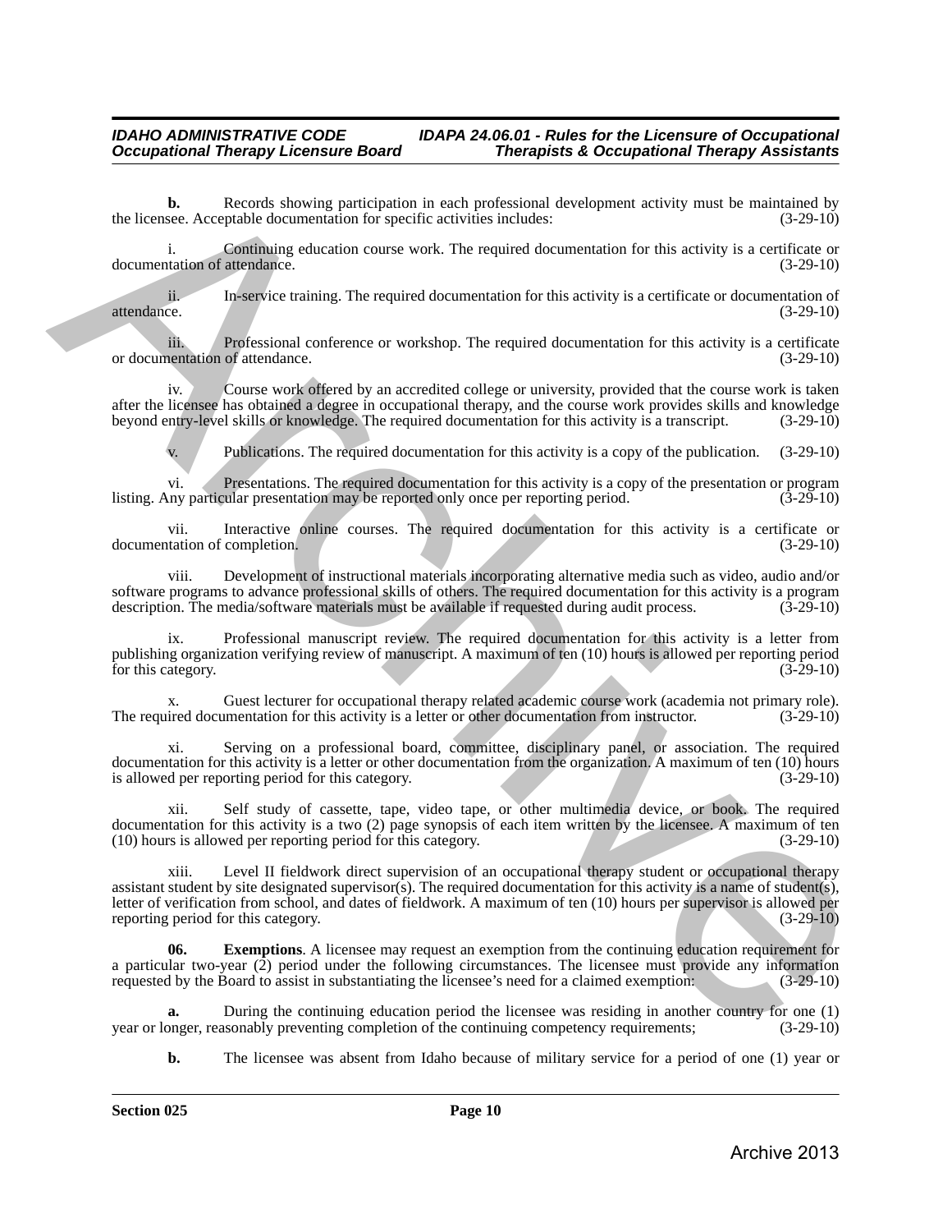**b.** Records showing participation in each professional development activity must be maintained by the licensee. Acceptable documentation for specific activities includes: (3-29-10)

i. Continuing education course work. The required documentation for this activity is a certificate or documentation of attendance. (3-29-10)

ii. In-service training. The required documentation for this activity is a certificate or documentation of attendance. (3-29-10)

iii. Professional conference or workshop. The required documentation for this activity is a certificate or documentation of attendance. (3-29-10)

iv. Course work offered by an accredited college or university, provided that the course work is taken after the licensee has obtained a degree in occupational therapy, and the course work provides skills and knowledge beyond entry-level skills or knowledge. The required documentation for this activity is a transcript. (3-29-10)

v. Publications. The required documentation for this activity is a copy of the publication. (3-29-10)

vi. Presentations. The required documentation for this activity is a copy of the presentation or program listing. Any particular presentation may be reported only once per reporting period. (3-29-10)

vii. Interactive online courses. The required documentation for this activity is a certificate or documentation of completion. (3-29-10)

viii. Development of instructional materials incorporating alternative media such as video, audio and/or software programs to advance professional skills of others. The required documentation for this activity is a program description. The media/software materials must be available if requested during audit process. (3-29-10)

ix. Professional manuscript review. The required documentation for this activity is a letter from publishing organization verifying review of manuscript. A maximum of ten (10) hours is allowed per reporting period for this category. (3-29-10)

x. Guest lecturer for occupational therapy related academic course work (academia not primary role). The required documentation for this activity is a letter or other documentation from instructor. (3-29-10)

xi. Serving on a professional board, committee, disciplinary panel, or association. The required documentation for this activity is a letter or other documentation from the organization. A maximum of ten (10) hours is allowed per reporting period for this category. (3-29-10)

xii. Self study of cassette, tape, video tape, or other multimedia device, or book. The required documentation for this activity is a two (2) page synopsis of each item written by the licensee. A maximum of ten (10) hours is allowed per reporting period for this category. (3-29-10)

xiii. Level II fieldwork direct supervision of an occupational therapy student or occupational therapy assistant student by site designated supervisor(s). The required documentation for this activity is a name of student(s), letter of verification from school, and dates of fieldwork. A maximum of ten (10) hours per supervisor is allowed per reporting period for this category. (3-29-10)

**06. Exemptions**. A licensee may request an exemption from the continuing education requirement for a particular two-year (2) period under the following circumstances. The licensee must provide any information requested by the Board to assist in substantiating the licensee's need for a claimed exemption: (3-29-10)

**a.** During the continuing education period the licensee was residing in another country for one (1) year or longer, reasonably preventing completion of the continuing competency requirements; (3-29-10)

**b.** The licensee was absent from Idaho because of military service for a period of one (1) year or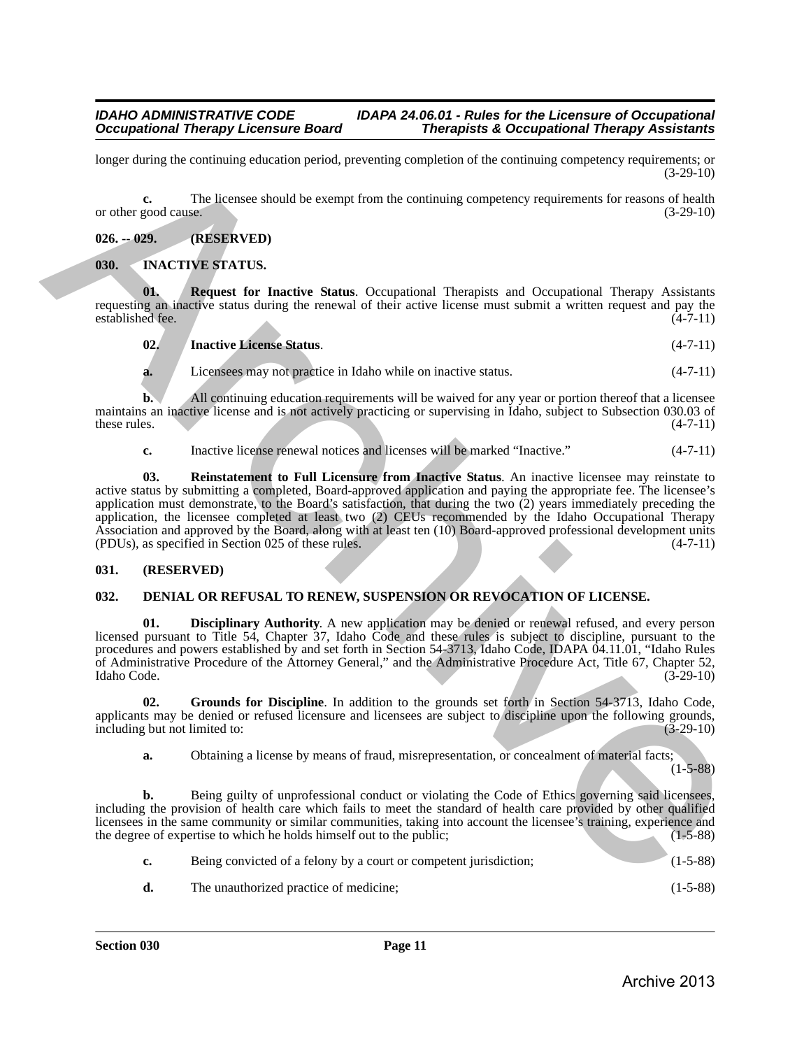longer during the continuing education period, preventing completion of the continuing competency requirements; or (3-29-10)

**c.** The licensee should be exempt from the continuing competency requirements for reasons of health or other good cause. (3-29-10)

**026. -- 029. (RESERVED)**

**030. INACTIVE STATUS.**

**01. Request for Inactive Status**. Occupational Therapists and Occupational Therapy Assistants requesting an inactive status during the renewal of their active license must submit a written request and pay the established fee. (4-7-11)

**02. Inactive License Status**. (4-7-11)

**a.** Licensees may not practice in Idaho while on inactive status. (4-7-11)

**b.** All continuing education requirements will be waived for any year or portion thereof that a licensee maintains an inactive license and is not actively practicing or supervising in Idaho, subject to Subsection 030.03 of these rules. (4-7-11)

**c.** Inactive license renewal notices and licenses will be marked "Inactive." (4-7-11)

**03. Reinstatement to Full Licensure from Inactive Status**. An inactive licensee may reinstate to active status by submitting a completed, Board-approved application and paying the appropriate fee. The licensee's application must demonstrate, to the Board's satisfaction, that during the two (2) years immediately preceding the application, the licensee completed at least two (2) CEUs recommended by the Idaho Occupational Therapy Association and approved by the Board, along with at least ten (10) Board-approved professional development units (PDUs), as specified in Section 025 of these rules. (4-7-11)

**031. (RESERVED)**

**032. DENIAL OR REFUSAL TO RENEW, SUSPENSION OR REVOCATION OF LICENSE.**

**01. Disciplinary Authority**. A new application may be denied or renewal refused, and every person licensed pursuant to Title 54, Chapter 37, Idaho Code and these rules is subject to discipline, pursuant to the procedures and powers established by and set forth in Section 54-3713, Idaho Code, IDAPA 04.11.01, "Idaho Rules of Administrative Procedure of the Attorney General," and the Administrative Procedure Act, Title 67, Chapter 52, Idaho Code. (3-29-10)

**02. Grounds for Discipline**. In addition to the grounds set forth in Section 54-3713, Idaho Code, applicants may be denied or refused licensure and licensees are subject to discipline upon the following grounds, including but not limited to: (3-29-10)

**a.** Obtaining a license by means of fraud, misrepresentation, or concealment of material facts; (1-5-88)

**b.** Being guilty of unprofessional conduct or violating the Code of Ethics governing said licensees, including the provision of health care which fails to meet the standard of health care provided by other qualified licensees in the same community or similar communities, taking into account the licensee's training, experience and the degree of expertise to which he holds himself out to the public; (1-5-88)

**c.** Being convicted of a felony by a court or competent jurisdiction; (1-5-88)

**d.** The unauthorized practice of medicine; (1-5-88)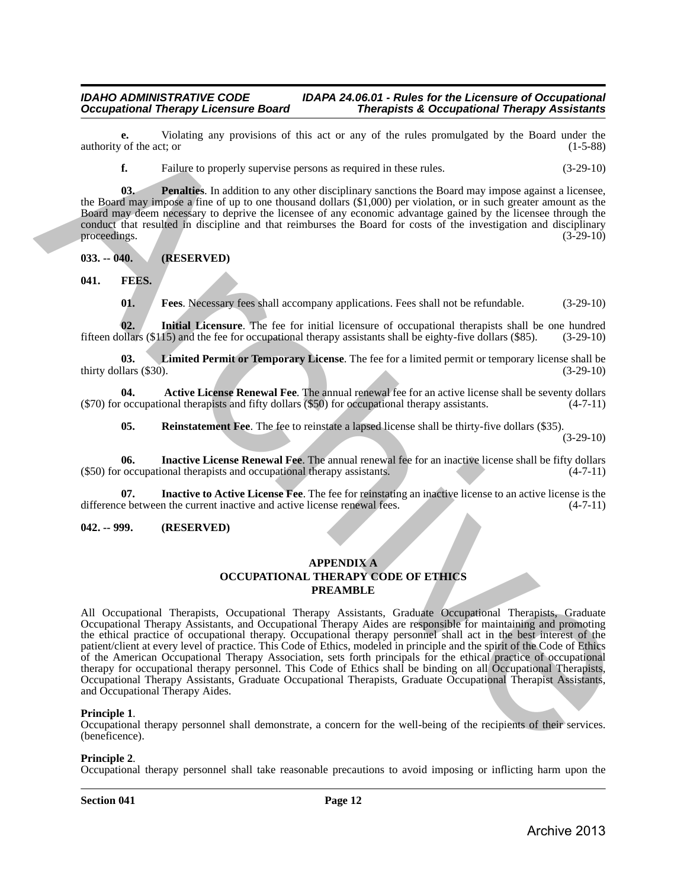**e.** Violating any provisions of this act or any of the rules promulgated by the Board under the authority of the act; or (1-5-88)

**f.** Failure to properly supervise persons as required in these rules. (3-29-10)

**03. Penalties**. In addition to any other disciplinary sanctions the Board may impose against a licensee, the Board may impose a fine of up to one thousand dollars ($1,000) per violation, or in such greater amount as the Board may deem necessary to deprive the licensee of any economic advantage gained by the licensee through the conduct that resulted in discipline and that reimburses the Board for costs of the investigation and disciplinary proceedings. (3-29-10)

**033. -- 040. (RESERVED)**

**041. FEES.**

**01. Fees**. Necessary fees shall accompany applications. Fees shall not be refundable. (3-29-10)

**02. Initial Licensure**. The fee for initial licensure of occupational therapists shall be one hundred fifteen dollars ($115) and the fee for occupational therapy assistants shall be eighty-five dollars ($85). (3-29-10)

**03. Limited Permit or Temporary License**. The fee for a limited permit or temporary license shall be thirty dollars ($30). (3-29-10)

**04. Active License Renewal Fee**. The annual renewal fee for an active license shall be seventy dollars ($70) for occupational therapists and fifty dollars ($50) for occupational therapy assistants. (4-7-11)

**05. Reinstatement Fee**. The fee to reinstate a lapsed license shall be thirty-five dollars ($35). (3-29-10)

**06. Inactive License Renewal Fee**. The annual renewal fee for an inactive license shall be fifty dollars ($50) for occupational therapists and occupational therapy assistants. (4-7-11)

**07. Inactive to Active License Fee**. The fee for reinstating an inactive license to an active license is the difference between the current inactive and active license renewal fees. (4-7-11)

**042. -- 999. (RESERVED)**

## APPENDIX A
## OCCUPATIONAL THERAPY CODE OF ETHICS
## PREAMBLE

All Occupational Therapists, Occupational Therapy Assistants, Graduate Occupational Therapists, Graduate Occupational Therapy Assistants, and Occupational Therapy Aides are responsible for maintaining and promoting the ethical practice of occupational therapy. Occupational therapy personnel shall act in the best interest of the patient/client at every level of practice. This Code of Ethics, modeled in principle and the spirit of the Code of Ethics of the American Occupational Therapy Association, sets forth principals for the ethical practice of occupational therapy for occupational therapy personnel. This Code of Ethics shall be binding on all Occupational Therapists, Occupational Therapy Assistants, Graduate Occupational Therapists, Graduate Occupational Therapist Assistants, and Occupational Therapy Aides.

**Principle 1**.
Occupational therapy personnel shall demonstrate, a concern for the well-being of the recipients of their services. (beneficence).

**Principle 2**.
Occupational therapy personnel shall take reasonable precautions to avoid imposing or inflicting harm upon the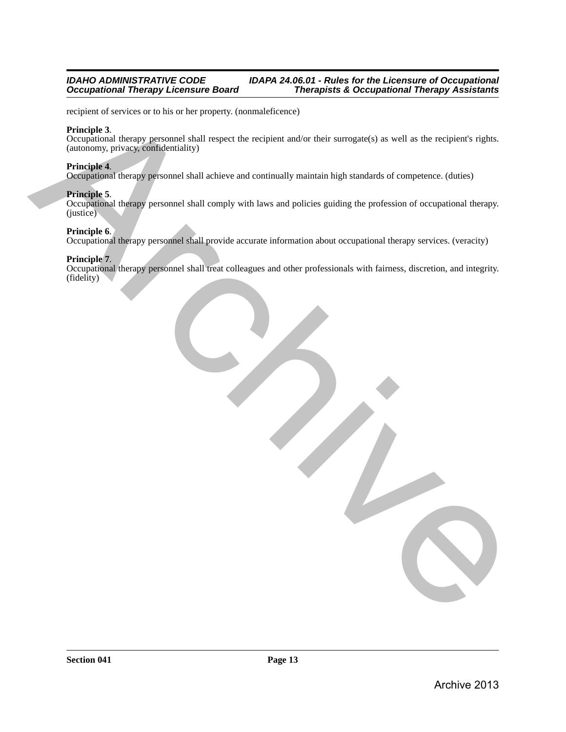recipient of services or to his or her property. (nonmaleficence)

**Principle 3**.
Occupational therapy personnel shall respect the recipient and/or their surrogate(s) as well as the recipient's rights. (autonomy, privacy, confidentiality)

**Principle 4**.
Occupational therapy personnel shall achieve and continually maintain high standards of competence. (duties)

**Principle 5**.
Occupational therapy personnel shall comply with laws and policies guiding the profession of occupational therapy. (justice)

**Principle 6**.
Occupational therapy personnel shall provide accurate information about occupational therapy services. (veracity)

**Principle 7**.
Occupational therapy personnel shall treat colleagues and other professionals with fairness, discretion, and integrity. (fidelity)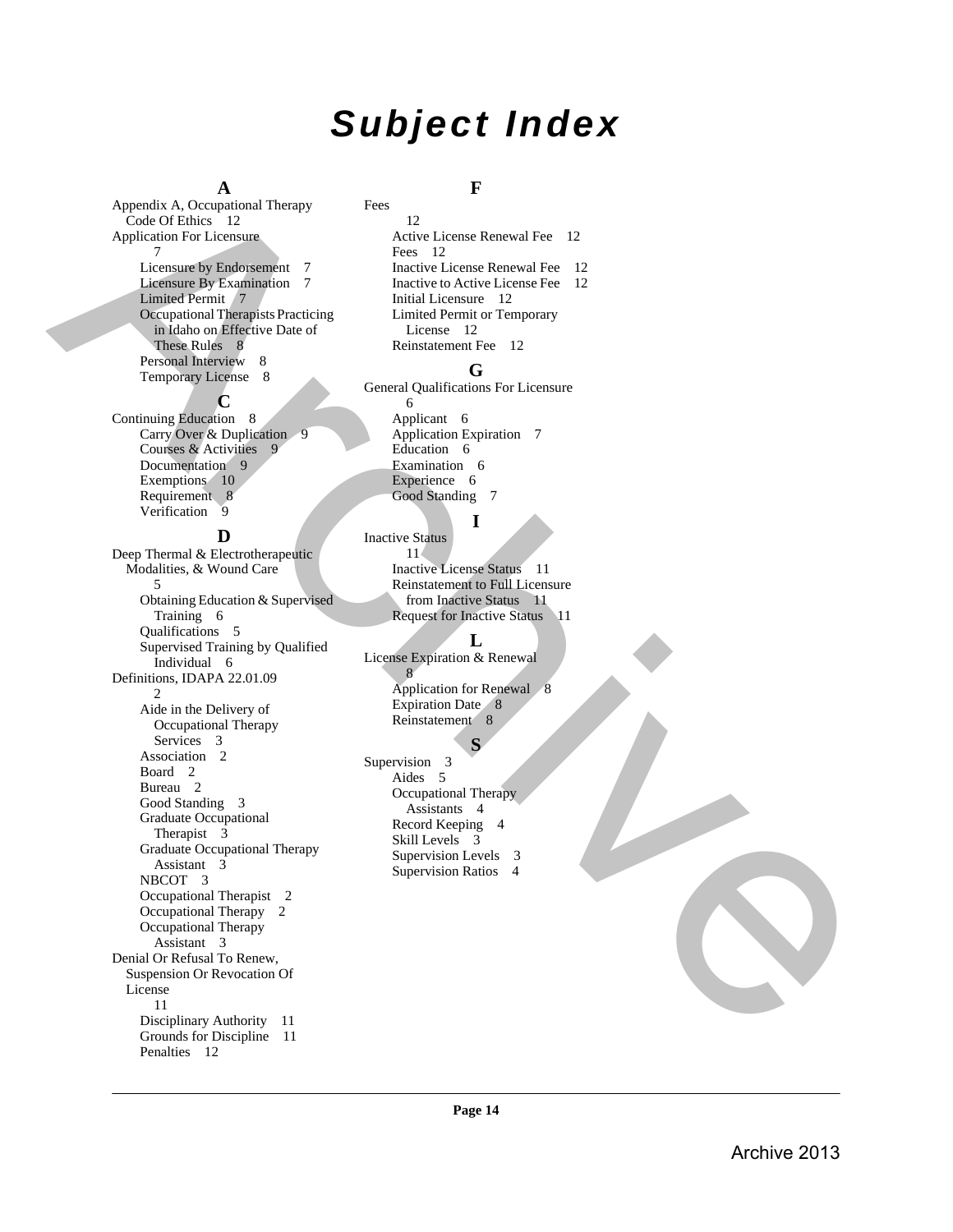# Subject Index

## A

Appendix A, Occupational Therapy Code Of Ethics 12
Application For Licensure 7
- Licensure by Endorsement 7
- Licensure By Examination 7
- Limited Permit 7
- Occupational Therapists Practicing in Idaho on Effective Date of These Rules 8
- Personal Interview 8
- Temporary License 8

## C

Continuing Education 8
- Carry Over & Duplication 9
- Courses & Activities 9
- Documentation 9
- Exemptions 10
- Requirement 8
- Verification 9

## D

Deep Thermal & Electrotherapeutic Modalities, & Wound Care 5
- Obtaining Education & Supervised Training 6
- Qualifications 5
- Supervised Training by Qualified Individual 6

Definitions, IDAPA 22.01.09 2
- Aide in the Delivery of Occupational Therapy Services 3
- Association 2
- Board 2
- Bureau 2
- Good Standing 3
- Graduate Occupational Therapist 3
- Graduate Occupational Therapy Assistant 3
- NBCOT 3
- Occupational Therapist 2
- Occupational Therapy 2
- Occupational Therapy Assistant 3

Denial Or Refusal To Renew, Suspension Or Revocation Of License 11
- Disciplinary Authority 11
- Grounds for Discipline 11
- Penalties 12

## F

Fees 12
- Active License Renewal Fee 12
- Fees 12
- Inactive License Renewal Fee 12
- Inactive to Active License Fee 12
- Initial Licensure 12
- Limited Permit or Temporary License 12
- Reinstatement Fee 12

## G

General Qualifications For Licensure 6
- Applicant 6
- Application Expiration 7
- Education 6
- Examination 6
- Experience 6
- Good Standing 7

## I

Inactive Status 11
- Inactive License Status 11
- Reinstatement to Full Licensure from Inactive Status 11
- Request for Inactive Status 11

## L

License Expiration & Renewal 8
- Application for Renewal 8
- Expiration Date 8
- Reinstatement 8

## S

Supervision 3
- Aides 5
- Occupational Therapy Assistants 4
- Record Keeping 4
- Skill Levels 3
- Supervision Levels 3
- Supervision Ratios 4